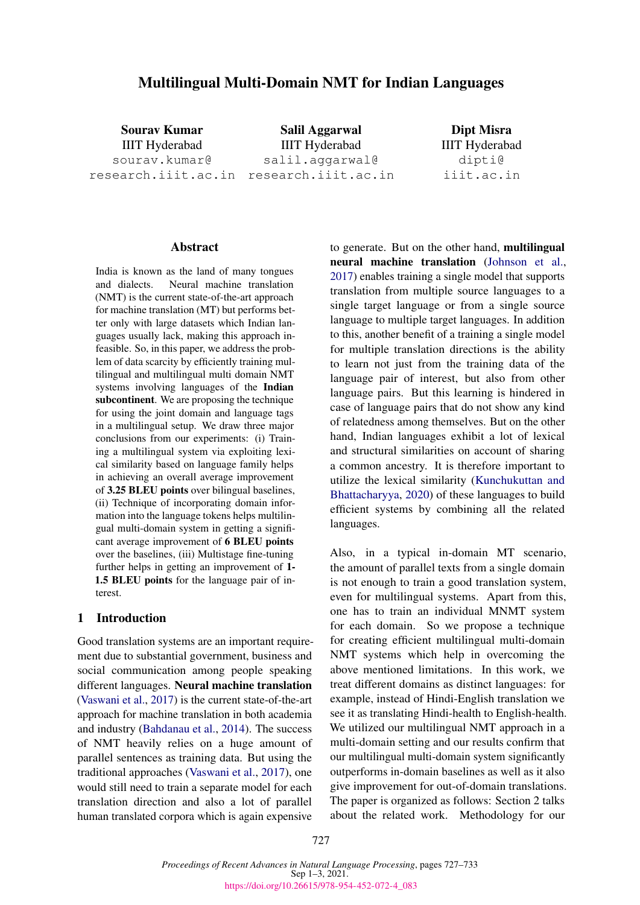# Multilingual Multi-Domain NMT for Indian Languages

**Sourav Kumar**
IIIT Hyderabad
sourav.kumar@research.iiit.ac.in

**Salil Aggarwal**
IIIT Hyderabad
salil.aggarwal@research.iiit.ac.in

**Dipt Misra**
IIIT Hyderabad
dipti@iiit.ac.in

## Abstract

India is known as the land of many tongues and dialects. Neural machine translation (NMT) is the current state-of-the-art approach for machine translation (MT) but performs better only with large datasets which Indian languages usually lack, making this approach infeasible. So, in this paper, we address the problem of data scarcity by efficiently training multilingual and multilingual multi domain NMT systems involving languages of the **Indian subcontinent**. We are proposing the technique for using the joint domain and language tags in a multilingual setup. We draw three major conclusions from our experiments: (i) Training a multilingual system via exploiting lexical similarity based on language family helps in achieving an overall average improvement of **3.25 BLEU points** over bilingual baselines, (ii) Technique of incorporating domain information into the language tokens helps multilingual multi-domain system in getting a significant average improvement of **6 BLEU points** over the baselines, (iii) Multistage fine-tuning further helps in getting an improvement of **1-1.5 BLEU points** for the language pair of interest.

## 1 Introduction

Good translation systems are an important requirement due to substantial government, business and social communication among people speaking different languages. **Neural machine translation** (Vaswani et al., 2017) is the current state-of-the-art approach for machine translation in both academia and industry (Bahdanau et al., 2014). The success of NMT heavily relies on a huge amount of parallel sentences as training data. But using the traditional approaches (Vaswani et al., 2017), one would still need to train a separate model for each translation direction and also a lot of parallel human translated corpora which is again expensive to generate. But on the other hand, **multilingual neural machine translation** (Johnson et al., 2017) enables training a single model that supports translation from multiple source languages to a single target language or from a single source language to multiple target languages. In addition to this, another benefit of a training a single model for multiple translation directions is the ability to learn not just from the training data of the language pair of interest, but also from other language pairs. But this learning is hindered in case of language pairs that do not show any kind of relatedness among themselves. But on the other hand, Indian languages exhibit a lot of lexical and structural similarities on account of sharing a common ancestry. It is therefore important to utilize the lexical similarity (Kunchukuttan and Bhattacharyya, 2020) of these languages to build efficient systems by combining all the related languages.

Also, in a typical in-domain MT scenario, the amount of parallel texts from a single domain is not enough to train a good translation system, even for multilingual systems. Apart from this, one has to train an individual MNMT system for each domain. So we propose a technique for creating efficient multilingual multi-domain NMT systems which help in overcoming the above mentioned limitations. In this work, we treat different domains as distinct languages: for example, instead of Hindi-English translation we see it as translating Hindi-health to English-health. We utilized our multilingual NMT approach in a multi-domain setting and our results confirm that our multilingual multi-domain system significantly outperforms in-domain baselines as well as it also give improvement for out-of-domain translations. The paper is organized as follows: Section 2 talks about the related work. Methodology for our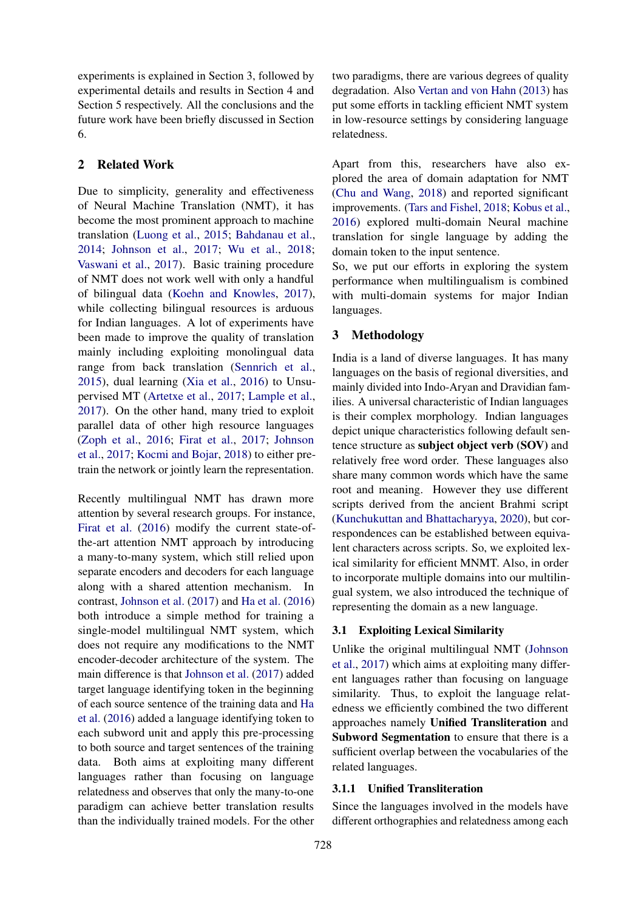experiments is explained in Section 3, followed by experimental details and results in Section 4 and Section 5 respectively. All the conclusions and the future work have been briefly discussed in Section 6.

## 2 Related Work

Due to simplicity, generality and effectiveness of Neural Machine Translation (NMT), it has become the most prominent approach to machine translation (Luong et al., 2015; Bahdanau et al., 2014; Johnson et al., 2017; Wu et al., 2018; Vaswani et al., 2017). Basic training procedure of NMT does not work well with only a handful of bilingual data (Koehn and Knowles, 2017), while collecting bilingual resources is arduous for Indian languages. A lot of experiments have been made to improve the quality of translation mainly including exploiting monolingual data range from back translation (Sennrich et al., 2015), dual learning (Xia et al., 2016) to Unsupervised MT (Artetxe et al., 2017; Lample et al., 2017). On the other hand, many tried to exploit parallel data of other high resource languages (Zoph et al., 2016; Firat et al., 2017; Johnson et al., 2017; Kocmi and Bojar, 2018) to either pretrain the network or jointly learn the representation.

Recently multilingual NMT has drawn more attention by several research groups. For instance, Firat et al. (2016) modify the current state-of-the-art attention NMT approach by introducing a many-to-many system, which still relied upon separate encoders and decoders for each language along with a shared attention mechanism. In contrast, Johnson et al. (2017) and Ha et al. (2016) both introduce a simple method for training a single-model multilingual NMT system, which does not require any modifications to the NMT encoder-decoder architecture of the system. The main difference is that Johnson et al. (2017) added target language identifying token in the beginning of each source sentence of the training data and Ha et al. (2016) added a language identifying token to each subword unit and apply this pre-processing to both source and target sentences of the training data. Both aims at exploiting many different languages rather than focusing on language relatedness and observes that only the many-to-one paradigm can achieve better translation results than the individually trained models. For the other two paradigms, there are various degrees of quality degradation. Also Vertan and von Hahn (2013) has put some efforts in tackling efficient NMT system in low-resource settings by considering language relatedness.

Apart from this, researchers have also explored the area of domain adaptation for NMT (Chu and Wang, 2018) and reported significant improvements. (Tars and Fishel, 2018; Kobus et al., 2016) explored multi-domain Neural machine translation for single language by adding the domain token to the input sentence.
So, we put our efforts in exploring the system performance when multilingualism is combined with multi-domain systems for major Indian languages.

## 3 Methodology

India is a land of diverse languages. It has many languages on the basis of regional diversities, and mainly divided into Indo-Aryan and Dravidian families. A universal characteristic of Indian languages is their complex morphology. Indian languages depict unique characteristics following default sentence structure as **subject object verb (SOV)** and relatively free word order. These languages also share many common words which have the same root and meaning. However they use different scripts derived from the ancient Brahmi script (Kunchukuttan and Bhattacharyya, 2020), but correspondences can be established between equivalent characters across scripts. So, we exploited lexical similarity for efficient MNMT. Also, in order to incorporate multiple domains into our multilingual system, we also introduced the technique of representing the domain as a new language.

### 3.1 Exploiting Lexical Similarity

Unlike the original multilingual NMT (Johnson et al., 2017) which aims at exploiting many different languages rather than focusing on language similarity. Thus, to exploit the language relatedness we efficiently combined the two different approaches namely **Unified Transliteration** and **Subword Segmentation** to ensure that there is a sufficient overlap between the vocabularies of the related languages.

#### 3.1.1 Unified Transliteration

Since the languages involved in the models have different orthographies and relatedness among each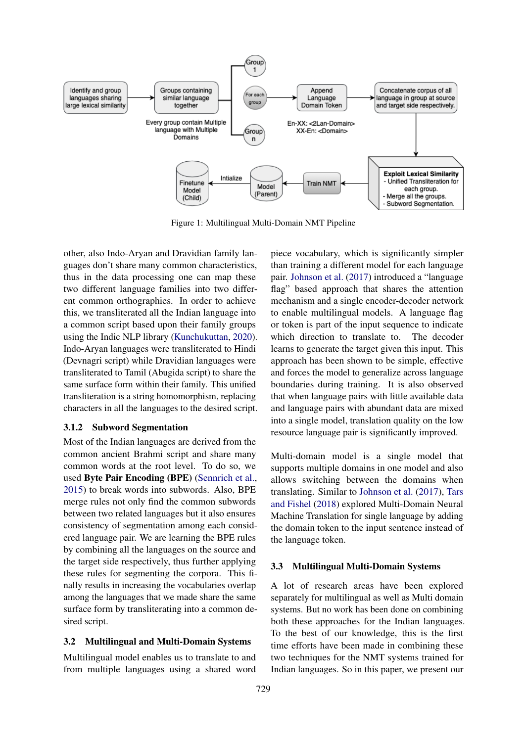Figure 1: Multilingual Multi-Domain NMT Pipeline

other, also Indo-Aryan and Dravidian family languages don't share many common characteristics, thus in the data processing one can map these two different language families into two different common orthographies. In order to achieve this, we transliterated all the Indian language into a common script based upon their family groups using the Indic NLP library (Kunchukuttan, 2020). Indo-Aryan languages were transliterated to Hindi (Devnagri script) while Dravidian languages were transliterated to Tamil (Abugida script) to share the same surface form within their family. This unified transliteration is a string homomorphism, replacing characters in all the languages to the desired script.

#### 3.1.2 Subword Segmentation

Most of the Indian languages are derived from the common ancient Brahmi script and share many common words at the root level. To do so, we used **Byte Pair Encoding (BPE)** (Sennrich et al., 2015) to break words into subwords. Also, BPE merge rules not only find the common subwords between two related languages but it also ensures consistency of segmentation among each considered language pair. We are learning the BPE rules by combining all the languages on the source and the target side respectively, thus further applying these rules for segmenting the corpora. This finally results in increasing the vocabularies overlap among the languages that we made share the same surface form by transliterating into a common desired script.

### 3.2 Multilingual and Multi-Domain Systems

Multilingual model enables us to translate to and from multiple languages using a shared wordpiece vocabulary, which is significantly simpler than training a different model for each language pair. Johnson et al. (2017) introduced a "language flag" based approach that shares the attention mechanism and a single encoder-decoder network to enable multilingual models. A language flag or token is part of the input sequence to indicate which direction to translate to. The decoder learns to generate the target given this input. This approach has been shown to be simple, effective and forces the model to generalize across language boundaries during training. It is also observed that when language pairs with little available data and language pairs with abundant data are mixed into a single model, translation quality on the low resource language pair is significantly improved.

Multi-domain model is a single model that supports multiple domains in one model and also allows switching between the domains when translating. Similar to Johnson et al. (2017), Tars and Fishel (2018) explored Multi-Domain Neural Machine Translation for single language by adding the domain token to the input sentence instead of the language token.

### 3.3 Multilingual Multi-Domain Systems

A lot of research areas have been explored separately for multilingual as well as Multi domain systems. But no work has been done on combining both these approaches for the Indian languages. To the best of our knowledge, this is the first time efforts have been made in combining these two techniques for the NMT systems trained for Indian languages. So in this paper, we present our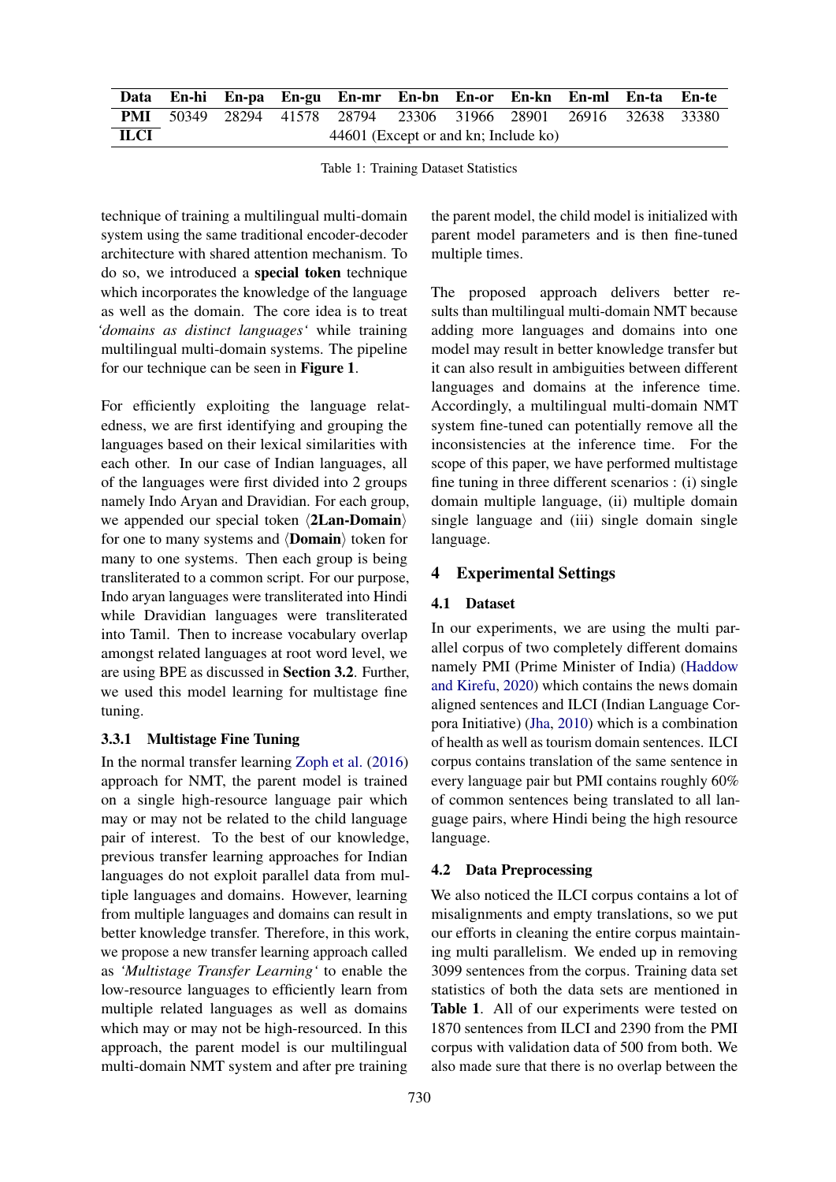| Data | En-hi | En-pa | En-gu | En-mr | En-bn | En-or | En-kn | En-ml | En-ta | En-te |
|---|---|---|---|---|---|---|---|---|---|---|
| **PMI** | 50349 | 28294 | 41578 | 28794 | 23306 | 31966 | 28901 | 26916 | 32638 | 33380 |
| **ILCI** | 44601 (Except or and kn; Include ko) | | | | | | | | | |

Table 1: Training Dataset Statistics

technique of training a multilingual multi-domain system using the same traditional encoder-decoder architecture with shared attention mechanism. To do so, we introduced a **special token** technique which incorporates the knowledge of the language as well as the domain. The core idea is to treat *'domains as distinct languages'* while training multilingual multi-domain systems. The pipeline for our technique can be seen in **Figure 1**.

For efficiently exploiting the language relatedness, we are first identifying and grouping the languages based on their lexical similarities with each other. In our case of Indian languages, all of the languages were first divided into 2 groups namely Indo Aryan and Dravidian. For each group, we appended our special token ⟨**2Lan-Domain**⟩ for one to many systems and ⟨**Domain**⟩ token for many to one systems. Then each group is being transliterated to a common script. For our purpose, Indo aryan languages were transliterated into Hindi while Dravidian languages were transliterated into Tamil. Then to increase vocabulary overlap amongst related languages at root word level, we are using BPE as discussed in **Section 3.2**. Further, we used this model learning for multistage fine tuning.

#### 3.3.1 Multistage Fine Tuning

In the normal transfer learning Zoph et al. (2016) approach for NMT, the parent model is trained on a single high-resource language pair which may or may not be related to the child language pair of interest. To the best of our knowledge, previous transfer learning approaches for Indian languages do not exploit parallel data from multiple languages and domains. However, learning from multiple languages and domains can result in better knowledge transfer. Therefore, in this work, we propose a new transfer learning approach called as *'Multistage Transfer Learning'* to enable the low-resource languages to efficiently learn from multiple related languages as well as domains which may or may not be high-resourced. In this approach, the parent model is our multilingual multi-domain NMT system and after pre training the parent model, the child model is initialized with parent model parameters and is then fine-tuned multiple times.

The proposed approach delivers better results than multilingual multi-domain NMT because adding more languages and domains into one model may result in better knowledge transfer but it can also result in ambiguities between different languages and domains at the inference time. Accordingly, a multilingual multi-domain NMT system fine-tuned can potentially remove all the inconsistencies at the inference time. For the scope of this paper, we have performed multistage fine tuning in three different scenarios : (i) single domain multiple language, (ii) multiple domain single language and (iii) single domain single language.

## 4 Experimental Settings

### 4.1 Dataset

In our experiments, we are using the multi parallel corpus of two completely different domains namely PMI (Prime Minister of India) (Haddow and Kirefu, 2020) which contains the news domain aligned sentences and ILCI (Indian Language Corpora Initiative) (Jha, 2010) which is a combination of health as well as tourism domain sentences. ILCI corpus contains translation of the same sentence in every language pair but PMI contains roughly 60% of common sentences being translated to all language pairs, where Hindi being the high resource language.

### 4.2 Data Preprocessing

We also noticed the ILCI corpus contains a lot of misalignments and empty translations, so we put our efforts in cleaning the entire corpus maintaining multi parallelism. We ended up in removing 3099 sentences from the corpus. Training data set statistics of both the data sets are mentioned in **Table 1**. All of our experiments were tested on 1870 sentences from ILCI and 2390 from the PMI corpus with validation data of 500 from both. We also made sure that there is no overlap between the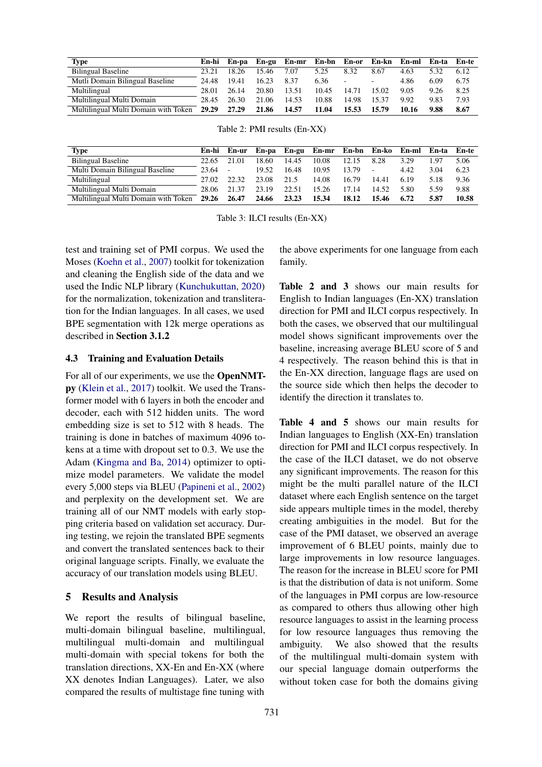| Type | En-hi | En-pa | En-gu | En-mr | En-bn | En-or | En-kn | En-ml | En-ta | En-te |
|---|---|---|---|---|---|---|---|---|---|---|
| Bilingual Baseline | 23.21 | 18.26 | 15.46 | 7.07 | 5.25 | 8.32 | 8.67 | 4.63 | 5.32 | 6.12 |
| Mutli Domain Bilingual Baseline | 24.48 | 19.41 | 16.23 | 8.37 | 6.36 | - | - | 4.86 | 6.09 | 6.75 |
| Multilingual | 28.01 | 26.14 | 20.80 | 13.51 | 10.45 | 14.71 | 15.02 | 9.05 | 9.26 | 8.25 |
| Multilingual Multi Domain | 28.45 | 26.30 | 21.06 | 14.53 | 10.88 | 14.98 | 15.37 | 9.92 | 9.83 | 7.93 |
| Multilingual Multi Domain with Token | **29.29** | **27.29** | **21.86** | **14.57** | **11.04** | **15.53** | **15.79** | **10.16** | **9.88** | **8.67** |

Table 2: PMI results (En-XX)

| Type | En-hi | En-ur | En-pa | En-gu | En-mr | En-bn | En-ko | En-ml | En-ta | En-te |
|---|---|---|---|---|---|---|---|---|---|---|
| Bilingual Baseline | 22.65 | 21.01 | 18.60 | 14.45 | 10.08 | 12.15 | 8.28 | 3.29 | 1.97 | 5.06 |
| Multi Domain Bilingual Baseline | 23.64 | - | 19.52 | 16.48 | 10.95 | 13.79 | - | 4.42 | 3.04 | 6.23 |
| Multilingual | 27.02 | 22.32 | 23.08 | 21.5 | 14.08 | 16.79 | 14.41 | 6.19 | 5.18 | 9.36 |
| Multilingual Multi Domain | 28.06 | 21.37 | 23.19 | 22.51 | 15.26 | 17.14 | 14.52 | 5.80 | 5.59 | 9.88 |
| Multilingual Multi Domain with Token | **29.26** | **26.47** | **24.66** | **23.23** | **15.34** | **18.12** | **15.46** | **6.72** | **5.87** | **10.58** |

Table 3: ILCI results (En-XX)

test and training set of PMI corpus. We used the Moses (Koehn et al., 2007) toolkit for tokenization and cleaning the English side of the data and we used the Indic NLP library (Kunchukuttan, 2020) for the normalization, tokenization and transliteration for the Indian languages. In all cases, we used BPE segmentation with 12k merge operations as described in **Section 3.1.2**

### 4.3 Training and Evaluation Details

For all of our experiments, we use the **OpenNMT-py** (Klein et al., 2017) toolkit. We used the Transformer model with 6 layers in both the encoder and decoder, each with 512 hidden units. The word embedding size is set to 512 with 8 heads. The training is done in batches of maximum 4096 tokens at a time with dropout set to 0.3. We use the Adam (Kingma and Ba, 2014) optimizer to optimize model parameters. We validate the model every 5,000 steps via BLEU (Papineni et al., 2002) and perplexity on the development set. We are training all of our NMT models with early stopping criteria based on validation set accuracy. During testing, we rejoin the translated BPE segments and convert the translated sentences back to their original language scripts. Finally, we evaluate the accuracy of our translation models using BLEU.

## 5 Results and Analysis

We report the results of bilingual baseline, multi-domain bilingual baseline, multilingual, multilingual multi-domain and multilingual multi-domain with special tokens for both the translation directions, XX-En and En-XX (where XX denotes Indian Languages). Later, we also compared the results of multistage fine tuning with the above experiments for one language from each family.

**Table 2 and 3** shows our main results for English to Indian languages (En-XX) translation direction for PMI and ILCI corpus respectively. In both the cases, we observed that our multilingual model shows significant improvements over the baseline, increasing average BLEU score of 5 and 4 respectively. The reason behind this is that in the En-XX direction, language flags are used on the source side which then helps the decoder to identify the direction it translates to.

**Table 4 and 5** shows our main results for Indian languages to English (XX-En) translation direction for PMI and ILCI corpus respectively. In the case of the ILCI dataset, we do not observe any significant improvements. The reason for this might be the multi parallel nature of the ILCI dataset where each English sentence on the target side appears multiple times in the model, thereby creating ambiguities in the model. But for the case of the PMI dataset, we observed an average improvement of 6 BLEU points, mainly due to large improvements in low resource languages. The reason for the increase in BLEU score for PMI is that the distribution of data is not uniform. Some of the languages in PMI corpus are low-resource as compared to others thus allowing other high resource languages to assist in the learning process for low resource languages thus removing the ambiguity. We also showed that the results of the multilingual multi-domain system with our special language domain outperforms the without token case for both the domains giving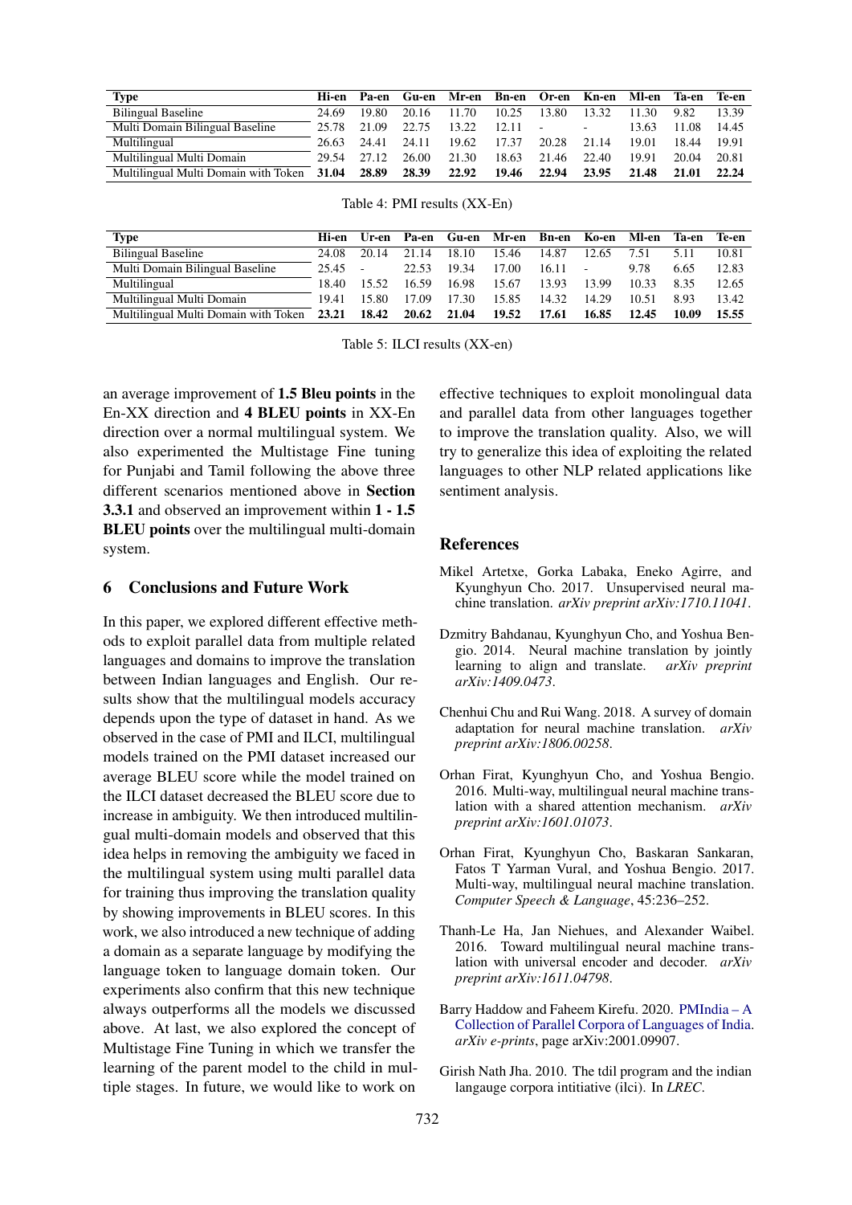| Type | Hi-en | Pa-en | Gu-en | Mr-en | Bn-en | Or-en | Kn-en | Ml-en | Ta-en | Te-en |
|---|---|---|---|---|---|---|---|---|---|---|
| Bilingual Baseline | 24.69 | 19.80 | 20.16 | 11.70 | 10.25 | 13.80 | 13.32 | 11.30 | 9.82 | 13.39 |
| Multi Domain Bilingual Baseline | 25.78 | 21.09 | 22.75 | 13.22 | 12.11 | - | - | 13.63 | 11.08 | 14.45 |
| Multilingual | 26.63 | 24.41 | 24.11 | 19.62 | 17.37 | 20.28 | 21.14 | 19.01 | 18.44 | 19.91 |
| Multilingual Multi Domain | 29.54 | 27.12 | 26.00 | 21.30 | 18.63 | 21.46 | 22.40 | 19.91 | 20.04 | 20.81 |
| Multilingual Multi Domain with Token | **31.04** | **28.89** | **28.39** | **22.92** | **19.46** | **22.94** | **23.95** | **21.48** | **21.01** | **22.24** |

Table 4: PMI results (XX-En)

| Type | Hi-en | Ur-en | Pa-en | Gu-en | Mr-en | Bn-en | Ko-en | Ml-en | Ta-en | Te-en |
|---|---|---|---|---|---|---|---|---|---|---|
| Bilingual Baseline | 24.08 | 20.14 | 21.14 | 18.10 | 15.46 | 14.87 | 12.65 | 7.51 | 5.11 | 10.81 |
| Multi Domain Bilingual Baseline | 25.45 | - | 22.53 | 19.34 | 17.00 | 16.11 | - | 9.78 | 6.65 | 12.83 |
| Multilingual | 18.40 | 15.52 | 16.59 | 16.98 | 15.67 | 13.93 | 13.99 | 10.33 | 8.35 | 12.65 |
| Multilingual Multi Domain | 19.41 | 15.80 | 17.09 | 17.30 | 15.85 | 14.32 | 14.29 | 10.51 | 8.93 | 13.42 |
| Multilingual Multi Domain with Token | **23.21** | **18.42** | **20.62** | **21.04** | **19.52** | **17.61** | **16.85** | **12.45** | **10.09** | **15.55** |

Table 5: ILCI results (XX-en)

an average improvement of **1.5 Bleu points** in the En-XX direction and **4 BLEU points** in XX-En direction over a normal multilingual system. We also experimented the Multistage Fine tuning for Punjabi and Tamil following the above three different scenarios mentioned above in **Section 3.3.1** and observed an improvement within **1 - 1.5 BLEU points** over the multilingual multi-domain system.

## 6 Conclusions and Future Work

In this paper, we explored different effective methods to exploit parallel data from multiple related languages and domains to improve the translation between Indian languages and English. Our results show that the multilingual models accuracy depends upon the type of dataset in hand. As we observed in the case of PMI and ILCI, multilingual models trained on the PMI dataset increased our average BLEU score while the model trained on the ILCI dataset decreased the BLEU score due to increase in ambiguity. We then introduced multilingual multi-domain models and observed that this idea helps in removing the ambiguity we faced in the multilingual system using multi parallel data for training thus improving the translation quality by showing improvements in BLEU scores. In this work, we also introduced a new technique of adding a domain as a separate language by modifying the language token to language domain token. Our experiments also confirm that this new technique always outperforms all the models we discussed above. At last, we also explored the concept of Multistage Fine Tuning in which we transfer the learning of the parent model to the child in multiple stages. In future, we would like to work on effective techniques to exploit monolingual data and parallel data from other languages together to improve the translation quality. Also, we will try to generalize this idea of exploiting the related languages to other NLP related applications like sentiment analysis.

## References

Mikel Artetxe, Gorka Labaka, Eneko Agirre, and Kyunghyun Cho. 2017. Unsupervised neural machine translation. *arXiv preprint arXiv:1710.11041*.

Dzmitry Bahdanau, Kyunghyun Cho, and Yoshua Bengio. 2014. Neural machine translation by jointly learning to align and translate. *arXiv preprint arXiv:1409.0473*.

Chenhui Chu and Rui Wang. 2018. A survey of domain adaptation for neural machine translation. *arXiv preprint arXiv:1806.00258*.

Orhan Firat, Kyunghyun Cho, and Yoshua Bengio. 2016. Multi-way, multilingual neural machine translation with a shared attention mechanism. *arXiv preprint arXiv:1601.01073*.

Orhan Firat, Kyunghyun Cho, Baskaran Sankaran, Fatos T Yarman Vural, and Yoshua Bengio. 2017. Multi-way, multilingual neural machine translation. *Computer Speech & Language*, 45:236–252.

Thanh-Le Ha, Jan Niehues, and Alexander Waibel. 2016. Toward multilingual neural machine translation with universal encoder and decoder. *arXiv preprint arXiv:1611.04798*.

Barry Haddow and Faheem Kirefu. 2020. PMIndia – A Collection of Parallel Corpora of Languages of India. *arXiv e-prints*, page arXiv:2001.09907.

Girish Nath Jha. 2010. The tdil program and the indian langauge corpora intitiative (ilci). In *LREC*.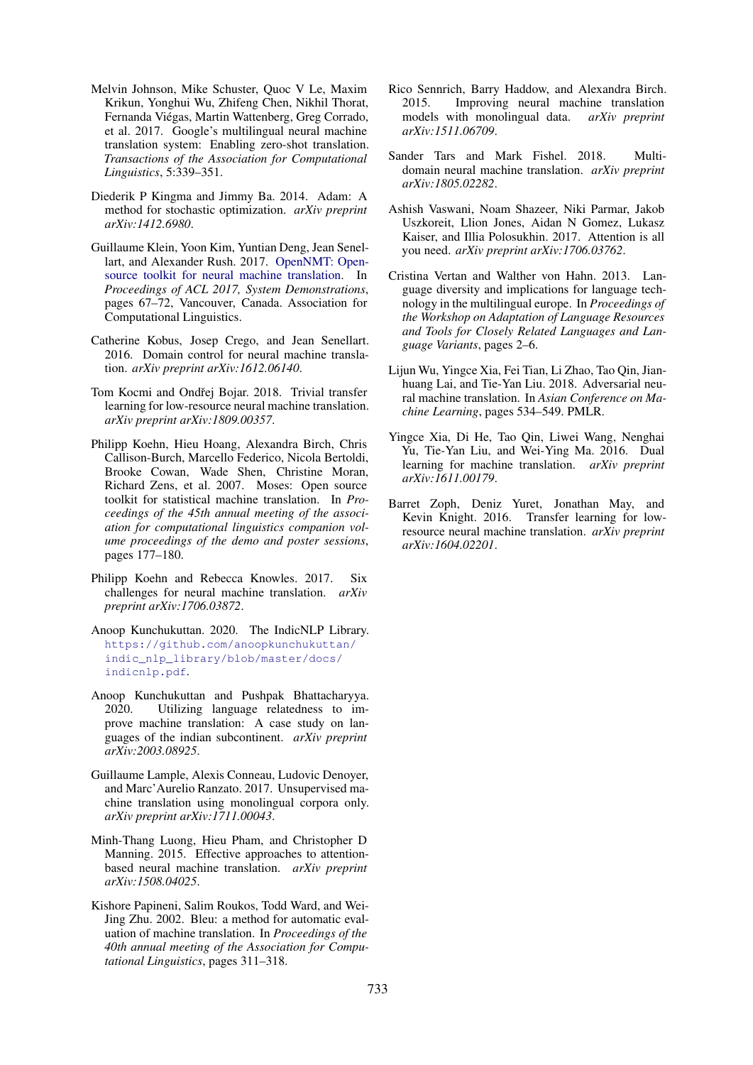Melvin Johnson, Mike Schuster, Quoc V Le, Maxim Krikun, Yonghui Wu, Zhifeng Chen, Nikhil Thorat, Fernanda Viégas, Martin Wattenberg, Greg Corrado, et al. 2017. Google's multilingual neural machine translation system: Enabling zero-shot translation. *Transactions of the Association for Computational Linguistics*, 5:339–351.

Diederik P Kingma and Jimmy Ba. 2014. Adam: A method for stochastic optimization. *arXiv preprint arXiv:1412.6980*.

Guillaume Klein, Yoon Kim, Yuntian Deng, Jean Senellart, and Alexander Rush. 2017. OpenNMT: Open-source toolkit for neural machine translation. In *Proceedings of ACL 2017, System Demonstrations*, pages 67–72, Vancouver, Canada. Association for Computational Linguistics.

Catherine Kobus, Josep Crego, and Jean Senellart. 2016. Domain control for neural machine translation. *arXiv preprint arXiv:1612.06140*.

Tom Kocmi and Ondřej Bojar. 2018. Trivial transfer learning for low-resource neural machine translation. *arXiv preprint arXiv:1809.00357*.

Philipp Koehn, Hieu Hoang, Alexandra Birch, Chris Callison-Burch, Marcello Federico, Nicola Bertoldi, Brooke Cowan, Wade Shen, Christine Moran, Richard Zens, et al. 2007. Moses: Open source toolkit for statistical machine translation. In *Proceedings of the 45th annual meeting of the association for computational linguistics companion volume proceedings of the demo and poster sessions*, pages 177–180.

Philipp Koehn and Rebecca Knowles. 2017. Six challenges for neural machine translation. *arXiv preprint arXiv:1706.03872*.

Anoop Kunchukuttan. 2020. The IndicNLP Library. https://github.com/anoopkunchukuttan/indic_nlp_library/blob/master/docs/indicnlp.pdf.

Anoop Kunchukuttan and Pushpak Bhattacharyya. 2020. Utilizing language relatedness to improve machine translation: A case study on languages of the indian subcontinent. *arXiv preprint arXiv:2003.08925*.

Guillaume Lample, Alexis Conneau, Ludovic Denoyer, and Marc'Aurelio Ranzato. 2017. Unsupervised machine translation using monolingual corpora only. *arXiv preprint arXiv:1711.00043*.

Minh-Thang Luong, Hieu Pham, and Christopher D Manning. 2015. Effective approaches to attention-based neural machine translation. *arXiv preprint arXiv:1508.04025*.

Kishore Papineni, Salim Roukos, Todd Ward, and Wei-Jing Zhu. 2002. Bleu: a method for automatic evaluation of machine translation. In *Proceedings of the 40th annual meeting of the Association for Computational Linguistics*, pages 311–318.

Rico Sennrich, Barry Haddow, and Alexandra Birch. 2015. Improving neural machine translation models with monolingual data. *arXiv preprint arXiv:1511.06709*.

Sander Tars and Mark Fishel. 2018. Multi-domain neural machine translation. *arXiv preprint arXiv:1805.02282*.

Ashish Vaswani, Noam Shazeer, Niki Parmar, Jakob Uszkoreit, Llion Jones, Aidan N Gomez, Lukasz Kaiser, and Illia Polosukhin. 2017. Attention is all you need. *arXiv preprint arXiv:1706.03762*.

Cristina Vertan and Walther von Hahn. 2013. Language diversity and implications for language technology in the multilingual europe. In *Proceedings of the Workshop on Adaptation of Language Resources and Tools for Closely Related Languages and Language Variants*, pages 2–6.

Lijun Wu, Yingce Xia, Fei Tian, Li Zhao, Tao Qin, Jianhuang Lai, and Tie-Yan Liu. 2018. Adversarial neural machine translation. In *Asian Conference on Machine Learning*, pages 534–549. PMLR.

Yingce Xia, Di He, Tao Qin, Liwei Wang, Nenghai Yu, Tie-Yan Liu, and Wei-Ying Ma. 2016. Dual learning for machine translation. *arXiv preprint arXiv:1611.00179*.

Barret Zoph, Deniz Yuret, Jonathan May, and Kevin Knight. 2016. Transfer learning for low-resource neural machine translation. *arXiv preprint arXiv:1604.02201*.